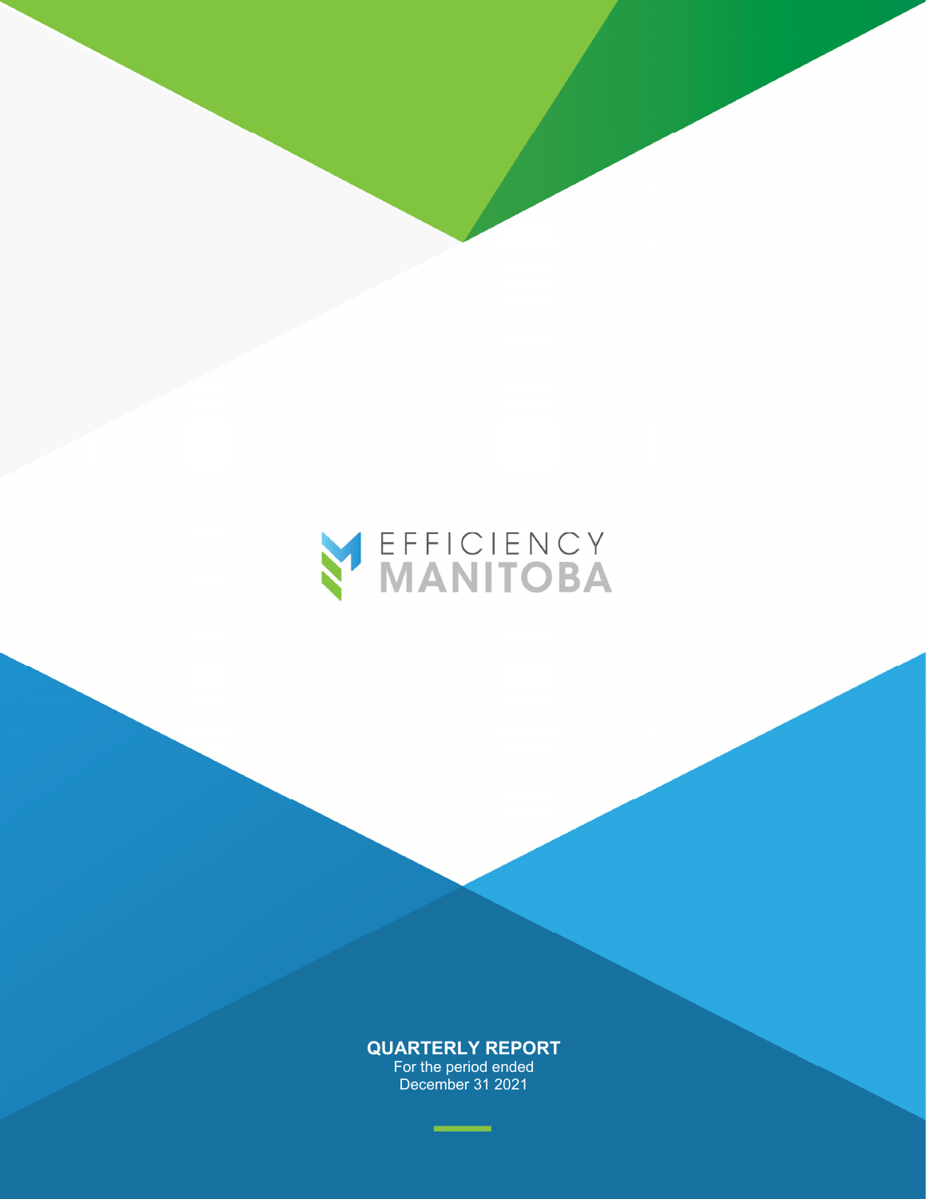EFFICIENCY
MANITOBA

# QUARTERLY REPORT

For the period ended
December 31 2021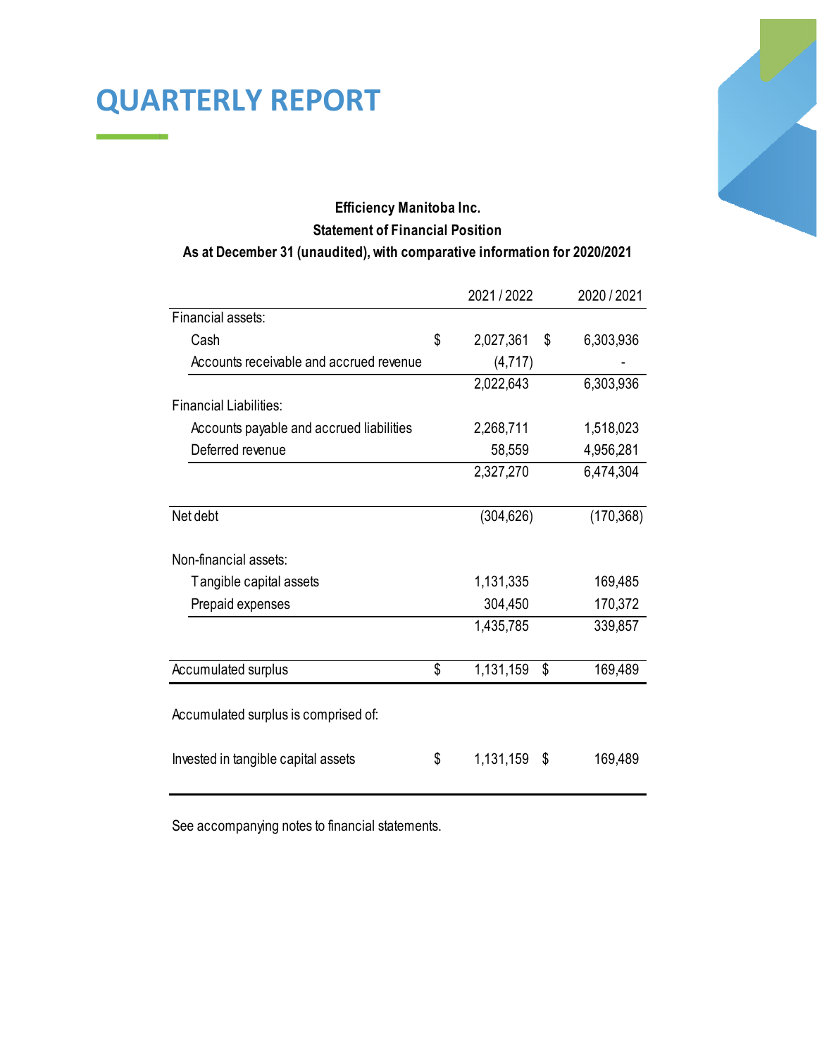# QUARTERLY REPORT

**Efficiency Manitoba Inc.**
**Statement of Financial Position**
**As at December 31 (unaudited), with comparative information for 2020/2021**

| | 2021 / 2022 | 2020 / 2021 |
|---|---|---|
| Financial assets: | | |
| Cash | $ 2,027,361 | $ 6,303,936 |
| Accounts receivable and accrued revenue | (4,717) | - |
| | 2,022,643 | 6,303,936 |
| Financial Liabilities: | | |
| Accounts payable and accrued liabilities | 2,268,711 | 1,518,023 |
| Deferred revenue | 58,559 | 4,956,281 |
| | 2,327,270 | 6,474,304 |
| Net debt | (304,626) | (170,368) |
| Non-financial assets: | | |
| Tangible capital assets | 1,131,335 | 169,485 |
| Prepaid expenses | 304,450 | 170,372 |
| | 1,435,785 | 339,857 |
| Accumulated surplus | $ 1,131,159 | $ 169,489 |
| Accumulated surplus is comprised of: | | |
| Invested in tangible capital assets | $ 1,131,159 | $ 169,489 |

See accompanying notes to financial statements.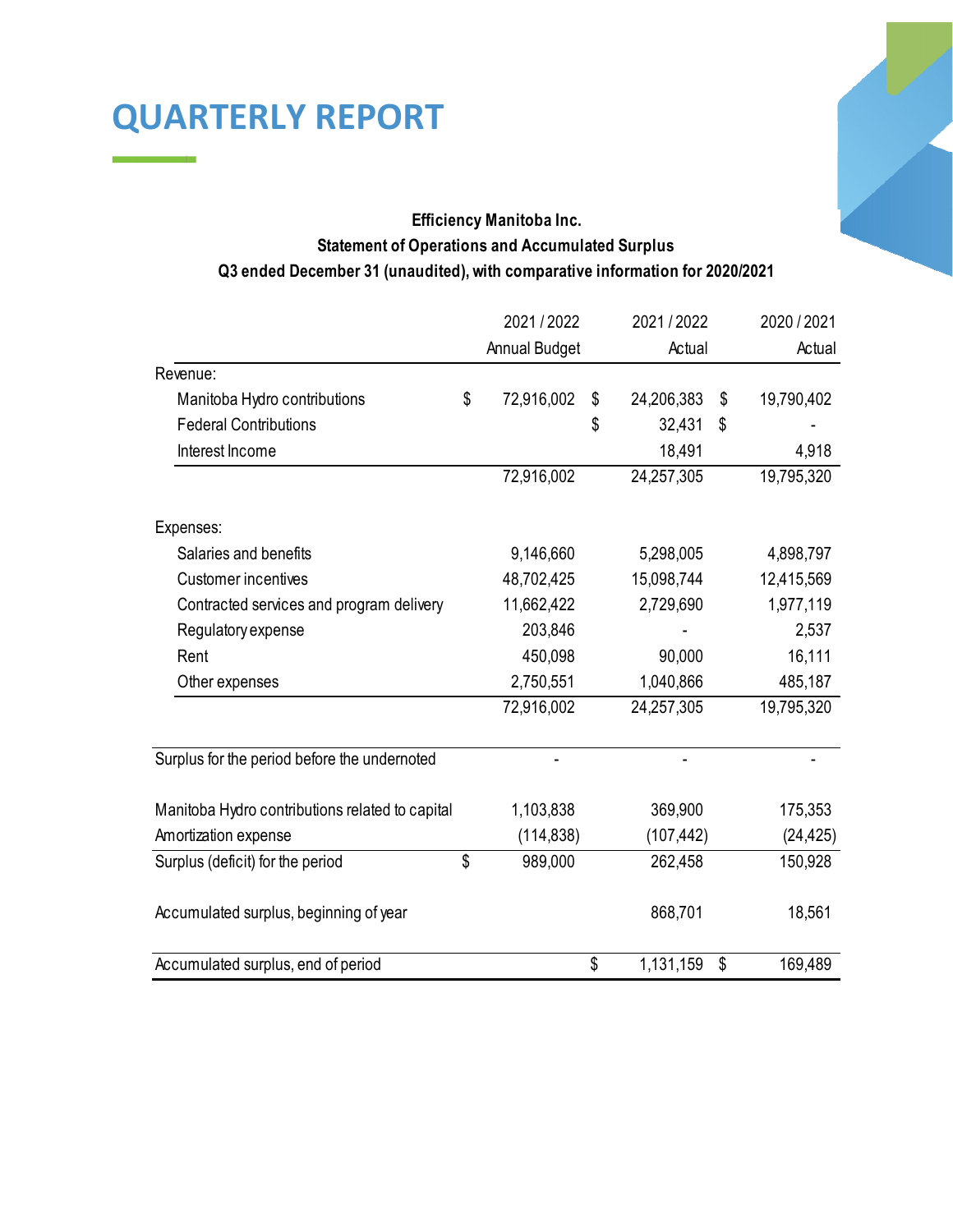# QUARTERLY REPORT

**Efficiency Manitoba Inc.**
**Statement of Operations and Accumulated Surplus**
**Q3 ended December 31 (unaudited), with comparative information for 2020/2021**

| | 2021 / 2022 Annual Budget | 2021 / 2022 Actual | 2020 / 2021 Actual |
|---|---|---|---|
| Revenue: | | | |
| Manitoba Hydro contributions | $ 72,916,002 | $ 24,206,383 | $ 19,790,402 |
| Federal Contributions | | $ 32,431 | $ - |
| Interest Income | | 18,491 | 4,918 |
| | 72,916,002 | 24,257,305 | 19,795,320 |
| Expenses: | | | |
| Salaries and benefits | 9,146,660 | 5,298,005 | 4,898,797 |
| Customer incentives | 48,702,425 | 15,098,744 | 12,415,569 |
| Contracted services and program delivery | 11,662,422 | 2,729,690 | 1,977,119 |
| Regulatory expense | 203,846 | - | 2,537 |
| Rent | 450,098 | 90,000 | 16,111 |
| Other expenses | 2,750,551 | 1,040,866 | 485,187 |
| | 72,916,002 | 24,257,305 | 19,795,320 |
| Surplus for the period before the undernoted | - | - | - |
| Manitoba Hydro contributions related to capital | 1,103,838 | 369,900 | 175,353 |
| Amortization expense | (114,838) | (107,442) | (24,425) |
| Surplus (deficit) for the period | $ 989,000 | 262,458 | 150,928 |
| Accumulated surplus, beginning of year | | 868,701 | 18,561 |
| Accumulated surplus, end of period | | $ 1,131,159 | $ 169,489 |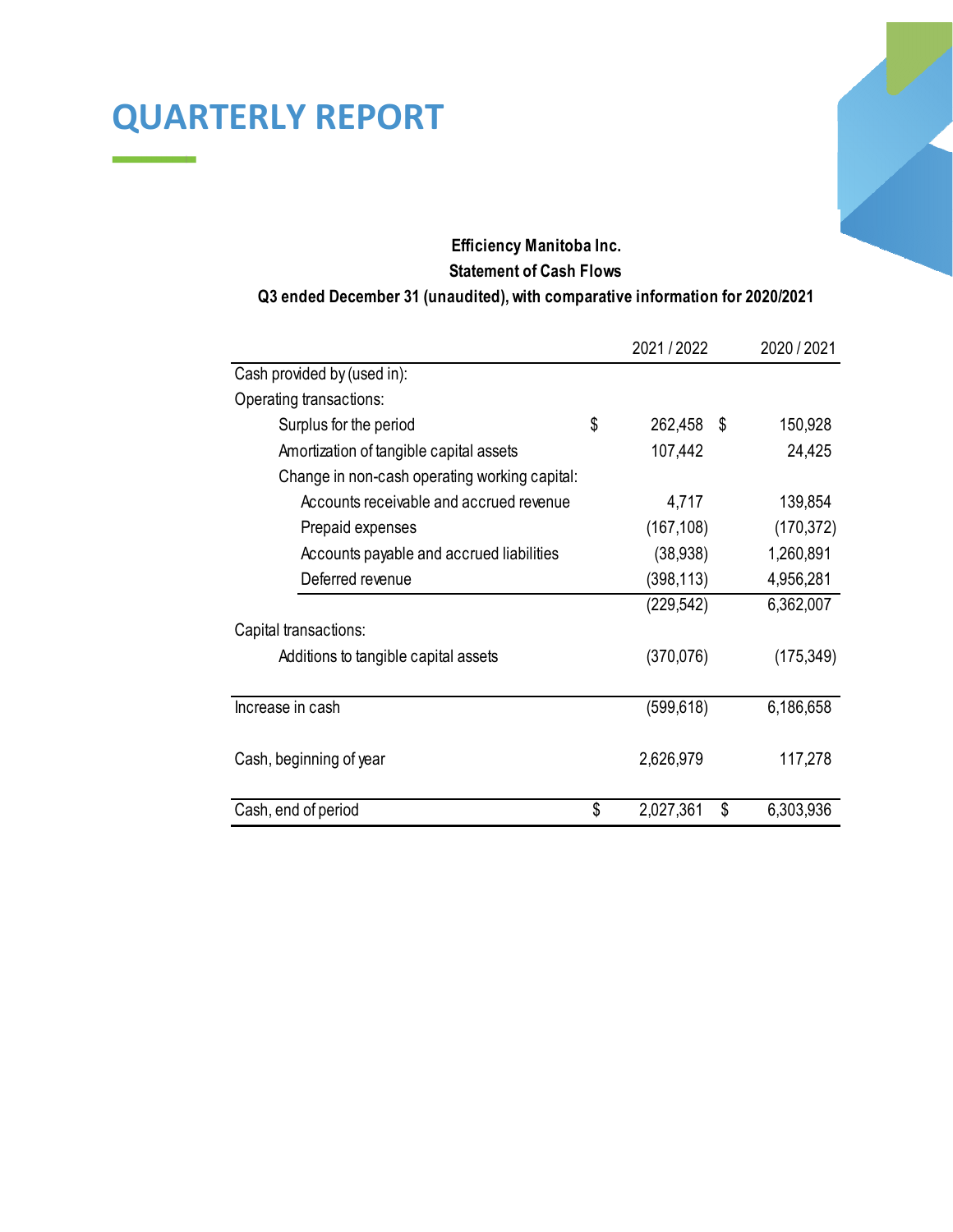# QUARTERLY REPORT

**Efficiency Manitoba Inc.**

**Statement of Cash Flows**

**Q3 ended December 31 (unaudited), with comparative information for 2020/2021**

| | 2021 / 2022 | 2020 / 2021 |
|---|---|---|
| Cash provided by (used in): | | |
| Operating transactions: | | |
| Surplus for the period | $ 262,458 | $ 150,928 |
| Amortization of tangible capital assets | 107,442 | 24,425 |
| Change in non-cash operating working capital: | | |
| Accounts receivable and accrued revenue | 4,717 | 139,854 |
| Prepaid expenses | (167,108) | (170,372) |
| Accounts payable and accrued liabilities | (38,938) | 1,260,891 |
| Deferred revenue | (398,113) | 4,956,281 |
| | (229,542) | 6,362,007 |
| Capital transactions: | | |
| Additions to tangible capital assets | (370,076) | (175,349) |
| Increase in cash | (599,618) | 6,186,658 |
| Cash, beginning of year | 2,626,979 | 117,278 |
| Cash, end of period | $ 2,027,361 | $ 6,303,936 |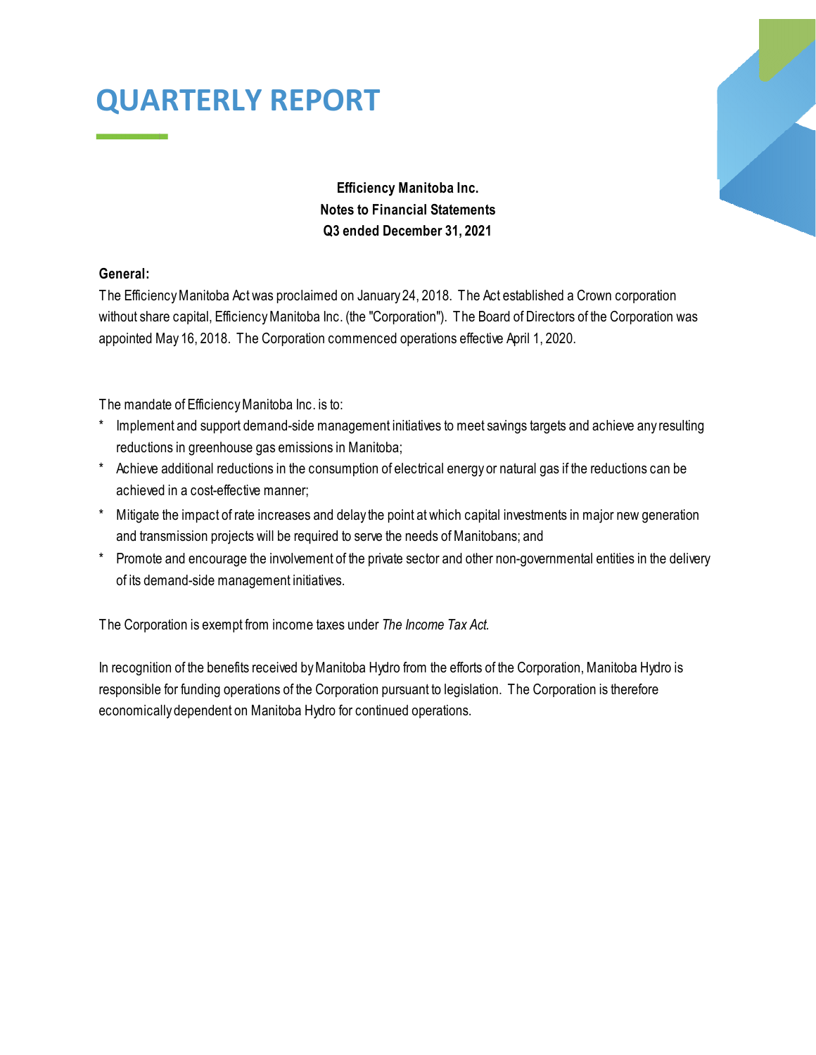# QUARTERLY REPORT

**Efficiency Manitoba Inc.**
**Notes to Financial Statements**
**Q3 ended December 31, 2021**

**General:**

The Efficiency Manitoba Act was proclaimed on January 24, 2018. The Act established a Crown corporation without share capital, Efficiency Manitoba Inc. (the "Corporation"). The Board of Directors of the Corporation was appointed May 16, 2018. The Corporation commenced operations effective April 1, 2020.

The mandate of Efficiency Manitoba Inc. is to:

- Implement and support demand-side management initiatives to meet savings targets and achieve any resulting reductions in greenhouse gas emissions in Manitoba;
- Achieve additional reductions in the consumption of electrical energy or natural gas if the reductions can be achieved in a cost-effective manner;
- Mitigate the impact of rate increases and delay the point at which capital investments in major new generation and transmission projects will be required to serve the needs of Manitobans; and
- Promote and encourage the involvement of the private sector and other non-governmental entities in the delivery of its demand-side management initiatives.

The Corporation is exempt from income taxes under *The Income Tax Act.*

In recognition of the benefits received by Manitoba Hydro from the efforts of the Corporation, Manitoba Hydro is responsible for funding operations of the Corporation pursuant to legislation. The Corporation is therefore economically dependent on Manitoba Hydro for continued operations.